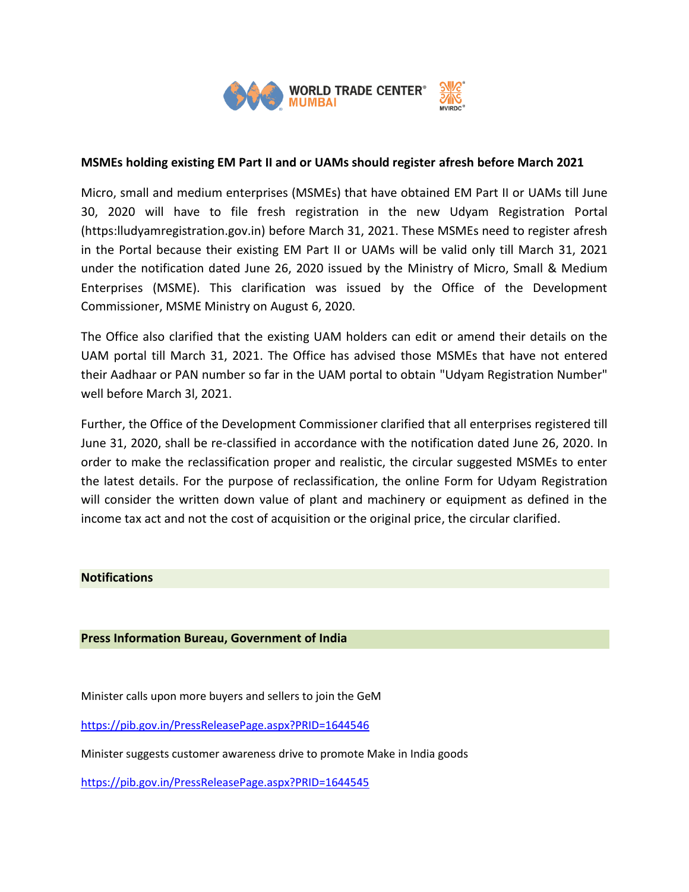**MSMEs holding existing EM Part II and or UAMs should register afresh before March 2021**

Micro, small and medium enterprises (MSMEs) that have obtained EM Part II or UAMs till June 30, 2020 will have to file fresh registration in the new Udyam Registration Portal (https:lludyamregistration.gov.in) before March 31, 2021. These MSMEs need to register afresh in the Portal because their existing EM Part II or UAMs will be valid only till March 31, 2021 under the notification dated June 26, 2020 issued by the Ministry of Micro, Small & Medium Enterprises (MSME). This clarification was issued by the Office of the Development Commissioner, MSME Ministry on August 6, 2020.

The Office also clarified that the existing UAM holders can edit or amend their details on the UAM portal till March 31, 2021. The Office has advised those MSMEs that have not entered their Aadhaar or PAN number so far in the UAM portal to obtain "Udyam Registration Number" well before March 3l, 2021.

Further, the Office of the Development Commissioner clarified that all enterprises registered till June 31, 2020, shall be re-classified in accordance with the notification dated June 26, 2020. In order to make the reclassification proper and realistic, the circular suggested MSMEs to enter the latest details. For the purpose of reclassification, the online Form for Udyam Registration will consider the written down value of plant and machinery or equipment as defined in the income tax act and not the cost of acquisition or the original price, the circular clarified.

**Notifications**

**Press Information Bureau, Government of India**

Minister calls upon more buyers and sellers to join the GeM

https://pib.gov.in/PressReleasePage.aspx?PRID=1644546

Minister suggests customer awareness drive to promote Make in India goods

https://pib.gov.in/PressReleasePage.aspx?PRID=1644545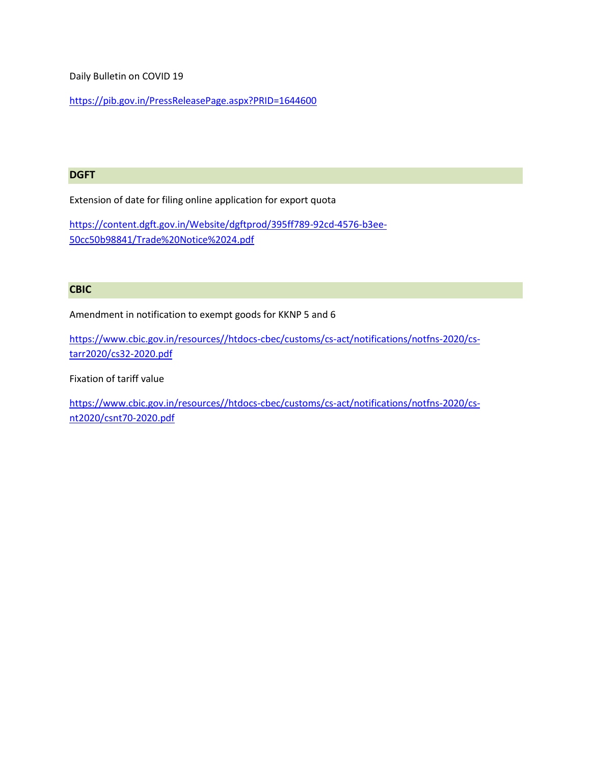Daily Bulletin on COVID 19

https://pib.gov.in/PressReleasePage.aspx?PRID=1644600

## DGFT

Extension of date for filing online application for export quota

https://content.dgft.gov.in/Website/dgftprod/395ff789-92cd-4576-b3ee-50cc50b98841/Trade%20Notice%2024.pdf

## CBIC

Amendment in notification to exempt goods for KKNP 5 and 6

https://www.cbic.gov.in/resources//htdocs-cbec/customs/cs-act/notifications/notfns-2020/cs-tarr2020/cs32-2020.pdf

Fixation of tariff value

https://www.cbic.gov.in/resources//htdocs-cbec/customs/cs-act/notifications/notfns-2020/cs-nt2020/csnt70-2020.pdf